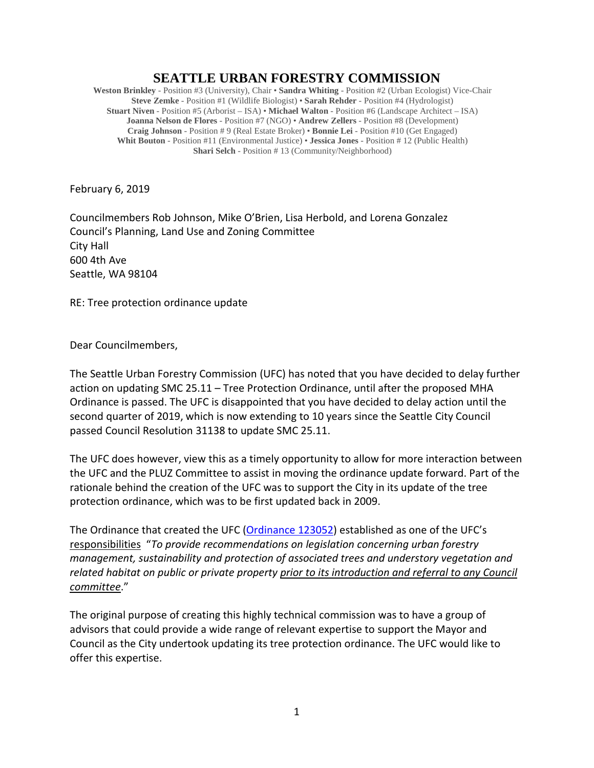# SEATTLE URBAN FORESTRY COMMISSION

**Weston Brinkley** - Position #3 (University), Chair • **Sandra Whiting** - Position #2 (Urban Ecologist) Vice-Chair
**Steve Zemke** - Position #1 (Wildlife Biologist) • **Sarah Rehder** - Position #4 (Hydrologist)
**Stuart Niven** - Position #5 (Arborist – ISA) • **Michael Walton** - Position #6 (Landscape Architect – ISA)
**Joanna Nelson de Flores** - Position #7 (NGO) • **Andrew Zellers** - Position #8 (Development)
**Craig Johnson** - Position # 9 (Real Estate Broker) • **Bonnie Lei** - Position #10 (Get Engaged)
**Whit Bouton** - Position #11 (Environmental Justice) • **Jessica Jones** - Position # 12 (Public Health)
**Shari Selch** - Position # 13 (Community/Neighborhood)

February 6, 2019

Councilmembers Rob Johnson, Mike O'Brien, Lisa Herbold, and Lorena Gonzalez
Council's Planning, Land Use and Zoning Committee
City Hall
600 4th Ave
Seattle, WA 98104

RE: Tree protection ordinance update

Dear Councilmembers,

The Seattle Urban Forestry Commission (UFC) has noted that you have decided to delay further action on updating SMC 25.11 – Tree Protection Ordinance, until after the proposed MHA Ordinance is passed. The UFC is disappointed that you have decided to delay action until the second quarter of 2019, which is now extending to 10 years since the Seattle City Council passed Council Resolution 31138 to update SMC 25.11.

The UFC does however, view this as a timely opportunity to allow for more interaction between the UFC and the PLUZ Committee to assist in moving the ordinance update forward. Part of the rationale behind the creation of the UFC was to support the City in its update of the tree protection ordinance, which was to be first updated back in 2009.

The Ordinance that created the UFC (Ordinance 123052) established as one of the UFC's responsibilities "*To provide recommendations on legislation concerning urban forestry management, sustainability and protection of associated trees and understory vegetation and related habitat on public or private property prior to its introduction and referral to any Council committee*."

The original purpose of creating this highly technical commission was to have a group of advisors that could provide a wide range of relevant expertise to support the Mayor and Council as the City undertook updating its tree protection ordinance. The UFC would like to offer this expertise.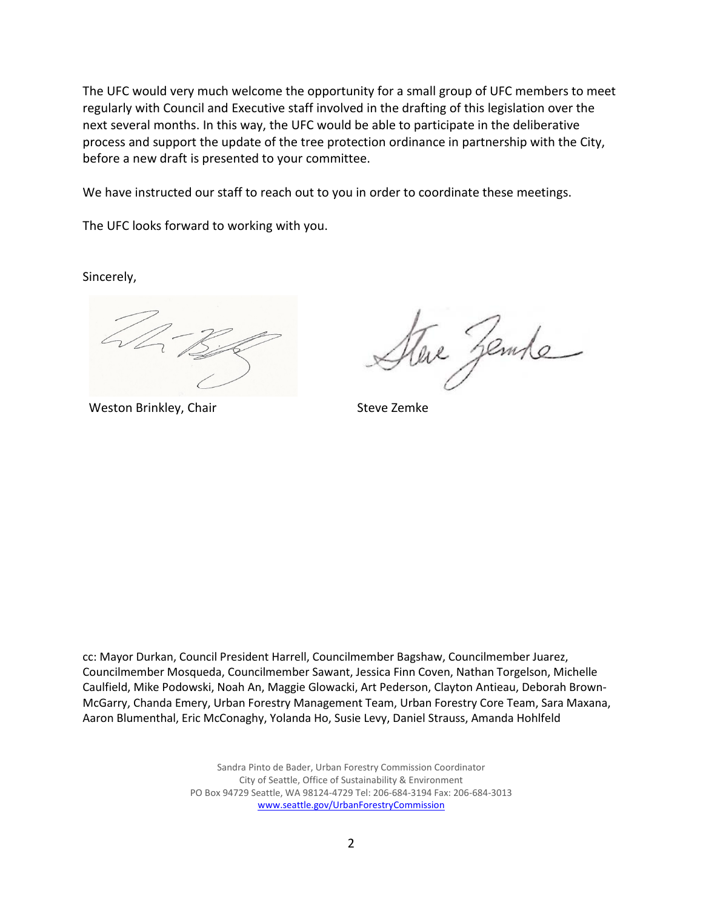The UFC would very much welcome the opportunity for a small group of UFC members to meet regularly with Council and Executive staff involved in the drafting of this legislation over the next several months. In this way, the UFC would be able to participate in the deliberative process and support the update of the tree protection ordinance in partnership with the City, before a new draft is presented to your committee.

We have instructed our staff to reach out to you in order to coordinate these meetings.

The UFC looks forward to working with you.

Sincerely,

Weston Brinkley, Chair

Steve Zemke

cc: Mayor Durkan, Council President Harrell, Councilmember Bagshaw, Councilmember Juarez, Councilmember Mosqueda, Councilmember Sawant, Jessica Finn Coven, Nathan Torgelson, Michelle Caulfield, Mike Podowski, Noah An, Maggie Glowacki, Art Pederson, Clayton Antieau, Deborah Brown-McGarry, Chanda Emery, Urban Forestry Management Team, Urban Forestry Core Team, Sara Maxana, Aaron Blumenthal, Eric McConaghy, Yolanda Ho, Susie Levy, Daniel Strauss, Amanda Hohlfeld

Sandra Pinto de Bader, Urban Forestry Commission Coordinator
City of Seattle, Office of Sustainability & Environment
PO Box 94729 Seattle, WA 98124-4729 Tel: 206-684-3194 Fax: 206-684-3013
www.seattle.gov/UrbanForestryCommission